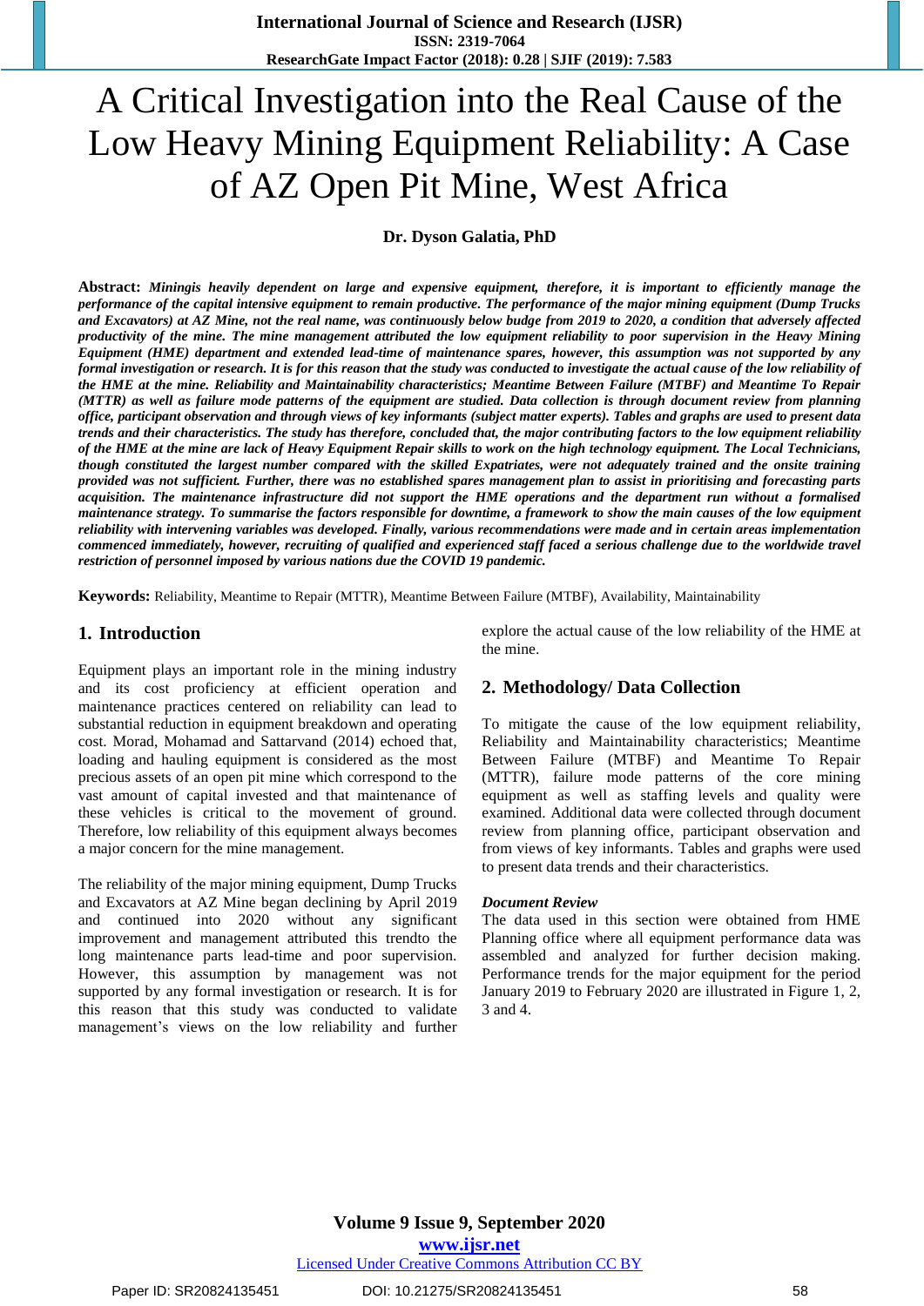# A Critical Investigation into the Real Cause of the Low Heavy Mining Equipment Reliability: A Case of AZ Open Pit Mine, West Africa

**Dr. Dyson Galatia, PhD**

**Abstract:** ***Miningis heavily dependent on large and expensive equipment, therefore, it is important to efficiently manage the performance of the capital intensive equipment to remain productive. The performance of the major mining equipment (Dump Trucks and Excavators) at AZ Mine, not the real name, was continuously below budge from 2019 to 2020, a condition that adversely affected productivity of the mine. The mine management attributed the low equipment reliability to poor supervision in the Heavy Mining Equipment (HME) department and extended lead-time of maintenance spares, however, this assumption was not supported by any formal investigation or research. It is for this reason that the study was conducted to investigate the actual cause of the low reliability of the HME at the mine. Reliability and Maintainability characteristics; Meantime Between Failure (MTBF) and Meantime To Repair (MTTR) as well as failure mode patterns of the equipment are studied. Data collection is through document review from planning office, participant observation and through views of key informants (subject matter experts). Tables and graphs are used to present data trends and their characteristics. The study has therefore, concluded that, the major contributing factors to the low equipment reliability of the HME at the mine are lack of Heavy Equipment Repair skills to work on the high technology equipment. The Local Technicians, though constituted the largest number compared with the skilled Expatriates, were not adequately trained and the onsite training provided was not sufficient. Further, there was no established spares management plan to assist in prioritising and forecasting parts acquisition. The maintenance infrastructure did not support the HME operations and the department run without a formalised maintenance strategy. To summarise the factors responsible for downtime, a framework to show the main causes of the low equipment reliability with intervening variables was developed. Finally, various recommendations were made and in certain areas implementation commenced immediately, however, recruiting of qualified and experienced staff faced a serious challenge due to the worldwide travel restriction of personnel imposed by various nations due the COVID 19 pandemic.***

**Keywords:** Reliability, Meantime to Repair (MTTR), Meantime Between Failure (MTBF), Availability, Maintainability

## 1. Introduction

Equipment plays an important role in the mining industry and its cost proficiency at efficient operation and maintenance practices centered on reliability can lead to substantial reduction in equipment breakdown and operating cost. Morad, Mohamad and Sattarvand (2014) echoed that, loading and hauling equipment is considered as the most precious assets of an open pit mine which correspond to the vast amount of capital invested and that maintenance of these vehicles is critical to the movement of ground. Therefore, low reliability of this equipment always becomes a major concern for the mine management.

The reliability of the major mining equipment, Dump Trucks and Excavators at AZ Mine began declining by April 2019 and continued into 2020 without any significant improvement and management attributed this trendto the long maintenance parts lead-time and poor supervision. However, this assumption by management was not supported by any formal investigation or research. It is for this reason that this study was conducted to validate management's views on the low reliability and further explore the actual cause of the low reliability of the HME at the mine.

## 2. Methodology/ Data Collection

To mitigate the cause of the low equipment reliability, Reliability and Maintainability characteristics; Meantime Between Failure (MTBF) and Meantime To Repair (MTTR), failure mode patterns of the core mining equipment as well as staffing levels and quality were examined. Additional data were collected through document review from planning office, participant observation and from views of key informants. Tables and graphs were used to present data trends and their characteristics.

***Document Review***

The data used in this section were obtained from HME Planning office where all equipment performance data was assembled and analyzed for further decision making. Performance trends for the major equipment for the period January 2019 to February 2020 are illustrated in Figure 1, 2, 3 and 4.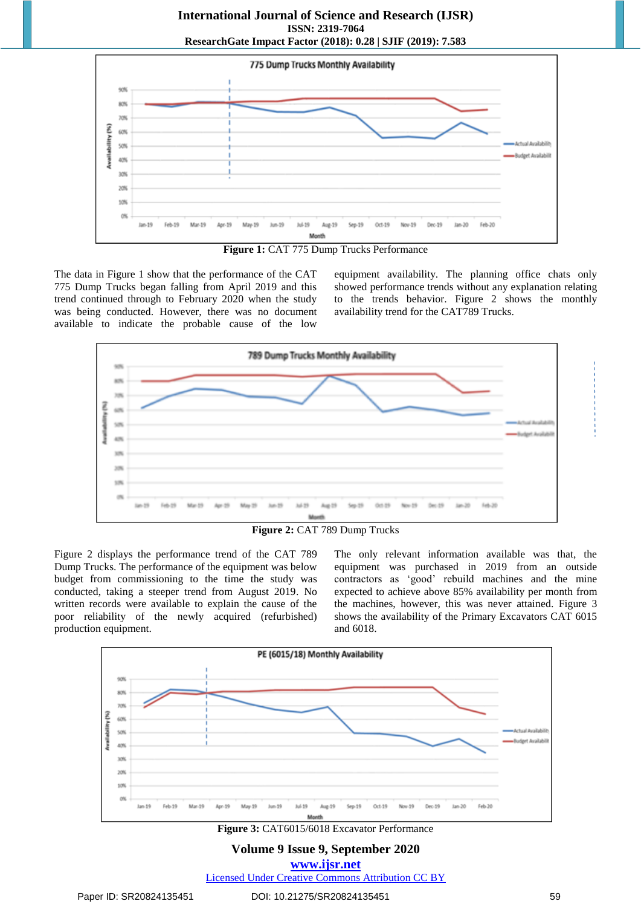**Figure 1:** CAT 775 Dump Trucks Performance

The data in Figure 1 show that the performance of the CAT 775 Dump Trucks began falling from April 2019 and this trend continued through to February 2020 when the study was being conducted. However, there was no document available to indicate the probable cause of the low equipment availability. The planning office chats only showed performance trends without any explanation relating to the trends behavior. Figure 2 shows the monthly availability trend for the CAT789 Trucks.

**Figure 2:** CAT 789 Dump Trucks

Figure 2 displays the performance trend of the CAT 789 Dump Trucks. The performance of the equipment was below budget from commissioning to the time the study was conducted, taking a steeper trend from August 2019. No written records were available to explain the cause of the poor reliability of the newly acquired (refurbished) production equipment. The only relevant information available was that, the equipment was purchased in 2019 from an outside contractors as 'good' rebuild machines and the mine expected to achieve above 85% availability per month from the machines, however, this was never attained. Figure 3 shows the availability of the Primary Excavators CAT 6015 and 6018.

**Figure 3:** CAT6015/6018 Excavator Performance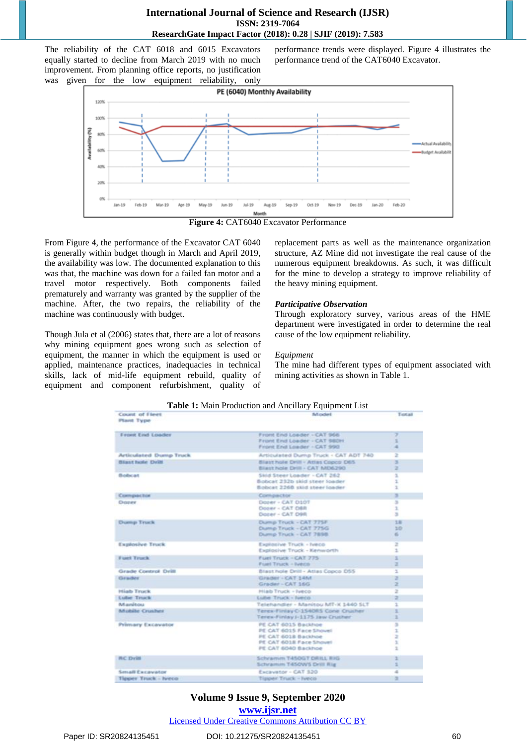The reliability of the CAT 6018 and 6015 Excavators equally started to decline from March 2019 with no much improvement. From planning office reports, no justification was given for the low equipment reliability, only performance trends were displayed. Figure 4 illustrates the performance trend of the CAT6040 Excavator.

**Figure 4:** CAT6040 Excavator Performance

From Figure 4, the performance of the Excavator CAT 6040 is generally within budget though in March and April 2019, the availability was low. The documented explanation to this was that, the machine was down for a failed fan motor and a travel motor respectively. Both components failed prematurely and warranty was granted by the supplier of the machine. After, the two repairs, the reliability of the machine was continuously with budget.

Though Jula et al (2006) states that, there are a lot of reasons why mining equipment goes wrong such as selection of equipment, the manner in which the equipment is used or applied, maintenance practices, inadequacies in technical skills, lack of mid-life equipment rebuild, quality of equipment and component refurbishment, quality of replacement parts as well as the maintenance organization structure, AZ Mine did not investigate the real cause of the numerous equipment breakdowns. As such, it was difficult for the mine to develop a strategy to improve reliability of the heavy mining equipment.

***Participative Observation***

Through exploratory survey, various areas of the HME department were investigated in order to determine the real cause of the low equipment reliability.

*Equipment*

The mine had different types of equipment associated with mining activities as shown in Table 1.

**Table 1:** Main Production and Ancillary Equipment List

| Count of Fleet Plant Type | Model | Total |
|---|---|---|
| Front End Loader | Front End Loader - CAT 966 | 7 |
| | Front End Loader - CAT 980H | 1 |
| | Front End Loader - CAT 990 | 4 |
| Articulated Dump Truck | Articulated Dump Truck - CAT ADT 740 | 2 |
| Blast hole Drill | Blast hole Drill - Atlas Copco D65 | 3 |
| | Blast hole Drill - CAT MD6290 | 2 |
| Bobcat | Skid Steer Loader - CAT 262 | 1 |
| | Bobcat 232b skid steer loader | 1 |
| | Bobcat 226B skid steer loader | 1 |
| Compactor | Compactor | 3 |
| Dozer | Dozer - CAT D10T | 3 |
| | Dozer - CAT D8R | 1 |
| | Dozer - CAT D9R | 3 |
| Dump Truck | Dump Truck - CAT 775F | 18 |
| | Dump Truck - CAT 775G | 10 |
| | Dump Truck - CAT 789B | 6 |
| Explosive Truck | Explosive Truck - Iveco | 2 |
| | Explosive Truck - Kenworth | 1 |
| Fuel Truck | Fuel Truck - CAT 775 | 1 |
| | Fuel Truck - Iveco | 2 |
| Grade Control Drill | Blast hole Drill - Atlas Copco D55 | 1 |
| Grader | Grader - CAT 14M | 2 |
| | Grader - CAT 16G | 2 |
| Hiab Truck | Hiab Truck - Iveco | 2 |
| Lube Truck | Lube Truck - Iveco | 2 |
| Manitou | Telehandler - Manitou MT-X 1440 SLT | 1 |
| Mobile Crusher | Terex-Finlay-C-1540RS Cone Crusher | 1 |
| | Terex-Finlay-J-1175 Jaw Crusher | 1 |
| Primary Excavator | PE CAT 6015 Backhoe | 3 |
| | PE CAT 6015 Face Shovel | 1 |
| | PE CAT 6018 Backhoe | 2 |
| | PE CAT 6018 Face Shovel | 1 |
| | PE CAT 6040 Backhoe | 1 |
| RC Drill | Schramm T450GT DRILL RIG | 1 |
| | Schramm T450WS Drill Rig | 1 |
| Small Excavator | Excavator - CAT 320 | 4 |
| Tipper Truck - Iveco | Tipper Truck - Iveco | 3 |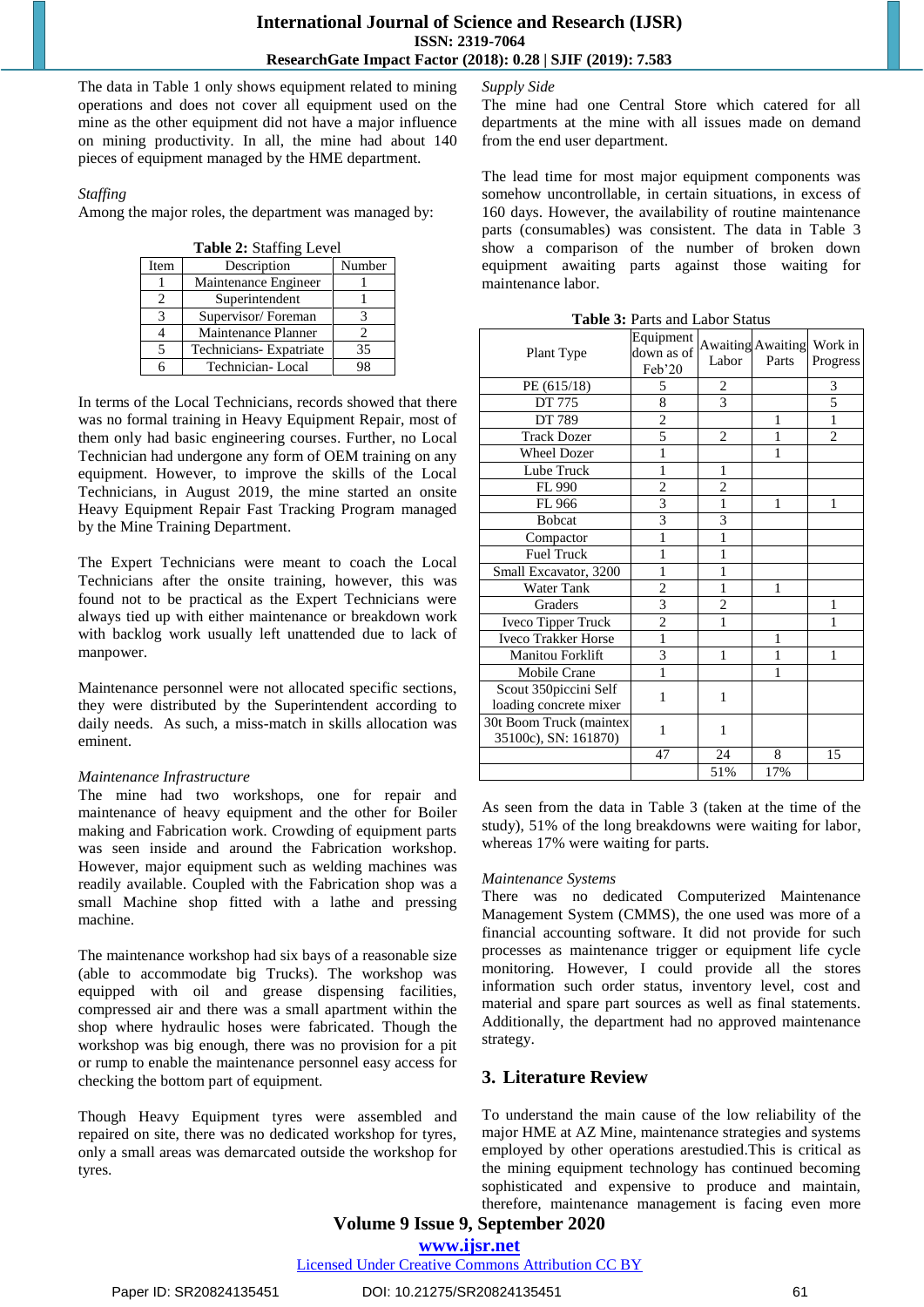The data in Table 1 only shows equipment related to mining operations and does not cover all equipment used on the mine as the other equipment did not have a major influence on mining productivity. In all, the mine had about 140 pieces of equipment managed by the HME department.

*Staffing*

Among the major roles, the department was managed by:

**Table 2:** Staffing Level

| Item | Description | Number |
|---|---|---|
| 1 | Maintenance Engineer | 1 |
| 2 | Superintendent | 1 |
| 3 | Supervisor/ Foreman | 3 |
| 4 | Maintenance Planner | 2 |
| 5 | Technicians- Expatriate | 35 |
| 6 | Technician- Local | 98 |

In terms of the Local Technicians, records showed that there was no formal training in Heavy Equipment Repair, most of them only had basic engineering courses. Further, no Local Technician had undergone any form of OEM training on any equipment. However, to improve the skills of the Local Technicians, in August 2019, the mine started an onsite Heavy Equipment Repair Fast Tracking Program managed by the Mine Training Department.

The Expert Technicians were meant to coach the Local Technicians after the onsite training, however, this was found not to be practical as the Expert Technicians were always tied up with either maintenance or breakdown work with backlog work usually left unattended due to lack of manpower.

Maintenance personnel were not allocated specific sections, they were distributed by the Superintendent according to daily needs. As such, a miss-match in skills allocation was eminent.

*Maintenance Infrastructure*

The mine had two workshops, one for repair and maintenance of heavy equipment and the other for Boiler making and Fabrication work. Crowding of equipment parts was seen inside and around the Fabrication workshop. However, major equipment such as welding machines was readily available. Coupled with the Fabrication shop was a small Machine shop fitted with a lathe and pressing machine.

The maintenance workshop had six bays of a reasonable size (able to accommodate big Trucks). The workshop was equipped with oil and grease dispensing facilities, compressed air and there was a small apartment within the shop where hydraulic hoses were fabricated. Though the workshop was big enough, there was no provision for a pit or rump to enable the maintenance personnel easy access for checking the bottom part of equipment.

Though Heavy Equipment tyres were assembled and repaired on site, there was no dedicated workshop for tyres, only a small areas was demarcated outside the workshop for tyres.

*Supply Side*

The mine had one Central Store which catered for all departments at the mine with all issues made on demand from the end user department.

The lead time for most major equipment components was somehow uncontrollable, in certain situations, in excess of 160 days. However, the availability of routine maintenance parts (consumables) was consistent. The data in Table 3 show a comparison of the number of broken down equipment awaiting parts against those waiting for maintenance labor.

**Table 3:** Parts and Labor Status

| Plant Type | Equipment down as of Feb'20 | Awaiting Labor | Awaiting Parts | Work in Progress |
|---|---|---|---|---|
| PE (615/18) | 5 | 2 | | 3 |
| DT 775 | 8 | 3 | | 5 |
| DT 789 | 2 | | 1 | 1 |
| Track Dozer | 5 | 2 | 1 | 2 |
| Wheel Dozer | 1 | | 1 | |
| Lube Truck | 1 | 1 | | |
| FL 990 | 2 | 2 | | |
| FL 966 | 3 | 1 | 1 | 1 |
| Bobcat | 3 | 3 | | |
| Compactor | 1 | 1 | | |
| Fuel Truck | 1 | 1 | | |
| Small Excavator, 3200 | 1 | 1 | | |
| Water Tank | 2 | 1 | 1 | |
| Graders | 3 | 2 | | 1 |
| Iveco Tipper Truck | 2 | 1 | | 1 |
| Iveco Trakker Horse | 1 | | 1 | |
| Manitou Forklift | 3 | 1 | 1 | 1 |
| Mobile Crane | 1 | | 1 | |
| Scout 350piccini Self loading concrete mixer | 1 | 1 | | |
| 30t Boom Truck (maintex 35100c), SN: 161870) | 1 | 1 | | |
| | 47 | 24 | 8 | 15 |
| | | 51% | 17% | |

As seen from the data in Table 3 (taken at the time of the study), 51% of the long breakdowns were waiting for labor, whereas 17% were waiting for parts.

*Maintenance Systems*

There was no dedicated Computerized Maintenance Management System (CMMS), the one used was more of a financial accounting software. It did not provide for such processes as maintenance trigger or equipment life cycle monitoring. However, I could provide all the stores information such order status, inventory level, cost and material and spare part sources as well as final statements. Additionally, the department had no approved maintenance strategy.

## 3. Literature Review

To understand the main cause of the low reliability of the major HME at AZ Mine, maintenance strategies and systems employed by other operations arestudied.This is critical as the mining equipment technology has continued becoming sophisticated and expensive to produce and maintain, therefore, maintenance management is facing even more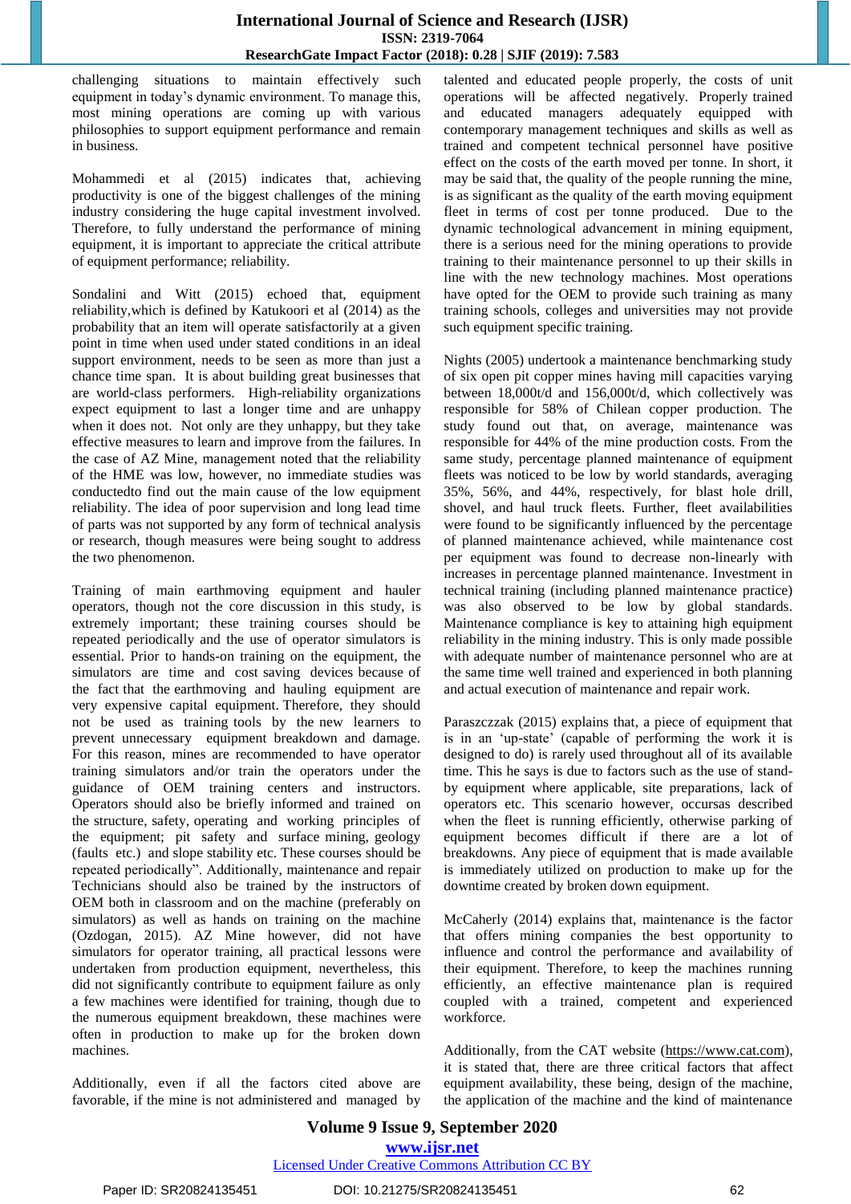challenging situations to maintain effectively such equipment in today's dynamic environment. To manage this, most mining operations are coming up with various philosophies to support equipment performance and remain in business.

Mohammedi et al (2015) indicates that, achieving productivity is one of the biggest challenges of the mining industry considering the huge capital investment involved. Therefore, to fully understand the performance of mining equipment, it is important to appreciate the critical attribute of equipment performance; reliability.

Sondalini and Witt (2015) echoed that, equipment reliability,which is defined by Katukoori et al (2014) as the probability that an item will operate satisfactorily at a given point in time when used under stated conditions in an ideal support environment, needs to be seen as more than just a chance time span. It is about building great businesses that are world-class performers. High-reliability organizations expect equipment to last a longer time and are unhappy when it does not. Not only are they unhappy, but they take effective measures to learn and improve from the failures. In the case of AZ Mine, management noted that the reliability of the HME was low, however, no immediate studies was conductedto find out the main cause of the low equipment reliability. The idea of poor supervision and long lead time of parts was not supported by any form of technical analysis or research, though measures were being sought to address the two phenomenon.

Training of main earthmoving equipment and hauler operators, though not the core discussion in this study, is extremely important; these training courses should be repeated periodically and the use of operator simulators is essential. Prior to hands-on training on the equipment, the simulators are time and cost saving devices because of the fact that the earthmoving and hauling equipment are very expensive capital equipment. Therefore, they should not be used as training tools by the new learners to prevent unnecessary equipment breakdown and damage. For this reason, mines are recommended to have operator training simulators and/or train the operators under the guidance of OEM training centers and instructors. Operators should also be briefly informed and trained on the structure, safety, operating and working principles of the equipment; pit safety and surface mining, geology (faults etc.) and slope stability etc. These courses should be repeated periodically". Additionally, maintenance and repair Technicians should also be trained by the instructors of OEM both in classroom and on the machine (preferably on simulators) as well as hands on training on the machine (Ozdogan, 2015). AZ Mine however, did not have simulators for operator training, all practical lessons were undertaken from production equipment, nevertheless, this did not significantly contribute to equipment failure as only a few machines were identified for training, though due to the numerous equipment breakdown, these machines were often in production to make up for the broken down machines.

Additionally, even if all the factors cited above are favorable, if the mine is not administered and managed by talented and educated people properly, the costs of unit operations will be affected negatively. Properly trained and educated managers adequately equipped with contemporary management techniques and skills as well as trained and competent technical personnel have positive effect on the costs of the earth moved per tonne. In short, it may be said that, the quality of the people running the mine, is as significant as the quality of the earth moving equipment fleet in terms of cost per tonne produced. Due to the dynamic technological advancement in mining equipment, there is a serious need for the mining operations to provide training to their maintenance personnel to up their skills in line with the new technology machines. Most operations have opted for the OEM to provide such training as many training schools, colleges and universities may not provide such equipment specific training.

Nights (2005) undertook a maintenance benchmarking study of six open pit copper mines having mill capacities varying between 18,000t/d and 156,000t/d, which collectively was responsible for 58% of Chilean copper production. The study found out that, on average, maintenance was responsible for 44% of the mine production costs. From the same study, percentage planned maintenance of equipment fleets was noticed to be low by world standards, averaging 35%, 56%, and 44%, respectively, for blast hole drill, shovel, and haul truck fleets. Further, fleet availabilities were found to be significantly influenced by the percentage of planned maintenance achieved, while maintenance cost per equipment was found to decrease non-linearly with increases in percentage planned maintenance. Investment in technical training (including planned maintenance practice) was also observed to be low by global standards. Maintenance compliance is key to attaining high equipment reliability in the mining industry. This is only made possible with adequate number of maintenance personnel who are at the same time well trained and experienced in both planning and actual execution of maintenance and repair work.

Paraszczzak (2015) explains that, a piece of equipment that is in an 'up-state' (capable of performing the work it is designed to do) is rarely used throughout all of its available time. This he says is due to factors such as the use of stand-by equipment where applicable, site preparations, lack of operators etc. This scenario however, occursas described when the fleet is running efficiently, otherwise parking of equipment becomes difficult if there are a lot of breakdowns. Any piece of equipment that is made available is immediately utilized on production to make up for the downtime created by broken down equipment.

McCaherly (2014) explains that, maintenance is the factor that offers mining companies the best opportunity to influence and control the performance and availability of their equipment. Therefore, to keep the machines running efficiently, an effective maintenance plan is required coupled with a trained, competent and experienced workforce.

Additionally, from the CAT website (https://www.cat.com), it is stated that, there are three critical factors that affect equipment availability, these being, design of the machine, the application of the machine and the kind of maintenance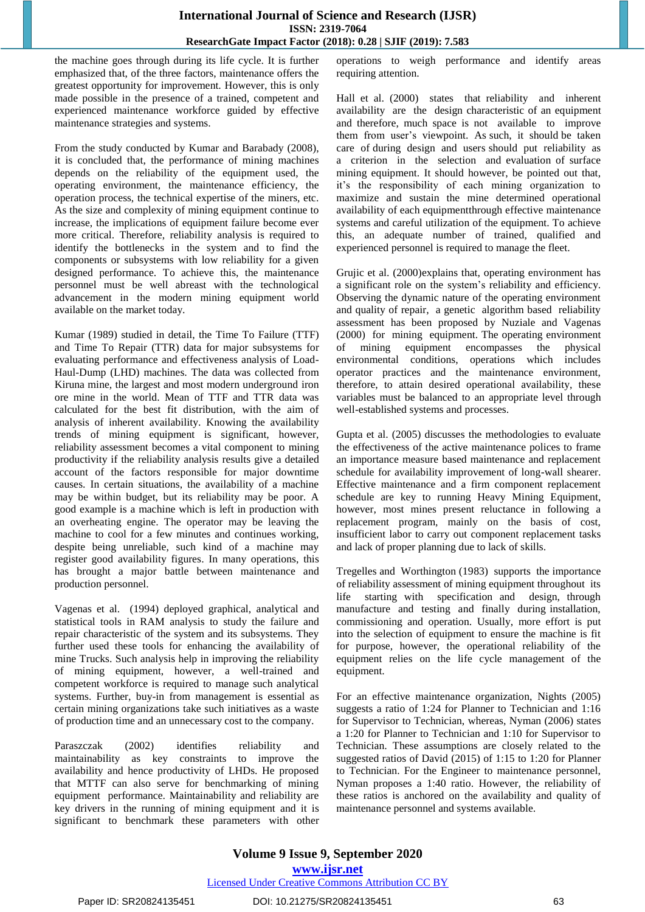the machine goes through during its life cycle. It is further emphasized that, of the three factors, maintenance offers the greatest opportunity for improvement. However, this is only made possible in the presence of a trained, competent and experienced maintenance workforce guided by effective maintenance strategies and systems.

From the study conducted by Kumar and Barabady (2008), it is concluded that, the performance of mining machines depends on the reliability of the equipment used, the operating environment, the maintenance efficiency, the operation process, the technical expertise of the miners, etc. As the size and complexity of mining equipment continue to increase, the implications of equipment failure become ever more critical. Therefore, reliability analysis is required to identify the bottlenecks in the system and to find the components or subsystems with low reliability for a given designed performance. To achieve this, the maintenance personnel must be well abreast with the technological advancement in the modern mining equipment world available on the market today.

Kumar (1989) studied in detail, the Time To Failure (TTF) and Time To Repair (TTR) data for major subsystems for evaluating performance and effectiveness analysis of Load-Haul-Dump (LHD) machines. The data was collected from Kiruna mine, the largest and most modern underground iron ore mine in the world. Mean of TTF and TTR data was calculated for the best fit distribution, with the aim of analysis of inherent availability. Knowing the availability trends of mining equipment is significant, however, reliability assessment becomes a vital component to mining productivity if the reliability analysis results give a detailed account of the factors responsible for major downtime causes. In certain situations, the availability of a machine may be within budget, but its reliability may be poor. A good example is a machine which is left in production with an overheating engine. The operator may be leaving the machine to cool for a few minutes and continues working, despite being unreliable, such kind of a machine may register good availability figures. In many operations, this has brought a major battle between maintenance and production personnel.

Vagenas et al. (1994) deployed graphical, analytical and statistical tools in RAM analysis to study the failure and repair characteristic of the system and its subsystems. They further used these tools for enhancing the availability of mine Trucks. Such analysis help in improving the reliability of mining equipment, however, a well-trained and competent workforce is required to manage such analytical systems. Further, buy-in from management is essential as certain mining organizations take such initiatives as a waste of production time and an unnecessary cost to the company.

Paraszczak (2002) identifies reliability and maintainability as key constraints to improve the availability and hence productivity of LHDs. He proposed that MTTF can also serve for benchmarking of mining equipment performance. Maintainability and reliability are key drivers in the running of mining equipment and it is significant to benchmark these parameters with other operations to weigh performance and identify areas requiring attention.

Hall et al. (2000) states that reliability and inherent availability are the design characteristic of an equipment and therefore, much space is not available to improve them from user's viewpoint. As such, it should be taken care of during design and users should put reliability as a criterion in the selection and evaluation of surface mining equipment. It should however, be pointed out that, it's the responsibility of each mining organization to maximize and sustain the mine determined operational availability of each equipmentthrough effective maintenance systems and careful utilization of the equipment. To achieve this, an adequate number of trained, qualified and experienced personnel is required to manage the fleet.

Grujic et al. (2000)explains that, operating environment has a significant role on the system's reliability and efficiency. Observing the dynamic nature of the operating environment and quality of repair, a genetic algorithm based reliability assessment has been proposed by Nuziale and Vagenas (2000) for mining equipment. The operating environment of mining equipment encompasses the physical environmental conditions, operations which includes operator practices and the maintenance environment, therefore, to attain desired operational availability, these variables must be balanced to an appropriate level through well-established systems and processes.

Gupta et al. (2005) discusses the methodologies to evaluate the effectiveness of the active maintenance polices to frame an importance measure based maintenance and replacement schedule for availability improvement of long-wall shearer. Effective maintenance and a firm component replacement schedule are key to running Heavy Mining Equipment, however, most mines present reluctance in following a replacement program, mainly on the basis of cost, insufficient labor to carry out component replacement tasks and lack of proper planning due to lack of skills.

Tregelles and Worthington (1983) supports the importance of reliability assessment of mining equipment throughout its life starting with specification and design, through manufacture and testing and finally during installation, commissioning and operation. Usually, more effort is put into the selection of equipment to ensure the machine is fit for purpose, however, the operational reliability of the equipment relies on the life cycle management of the equipment.

For an effective maintenance organization, Nights (2005) suggests a ratio of 1:24 for Planner to Technician and 1:16 for Supervisor to Technician, whereas, Nyman (2006) states a 1:20 for Planner to Technician and 1:10 for Supervisor to Technician. These assumptions are closely related to the suggested ratios of David (2015) of 1:15 to 1:20 for Planner to Technician. For the Engineer to maintenance personnel, Nyman proposes a 1:40 ratio. However, the reliability of these ratios is anchored on the availability and quality of maintenance personnel and systems available.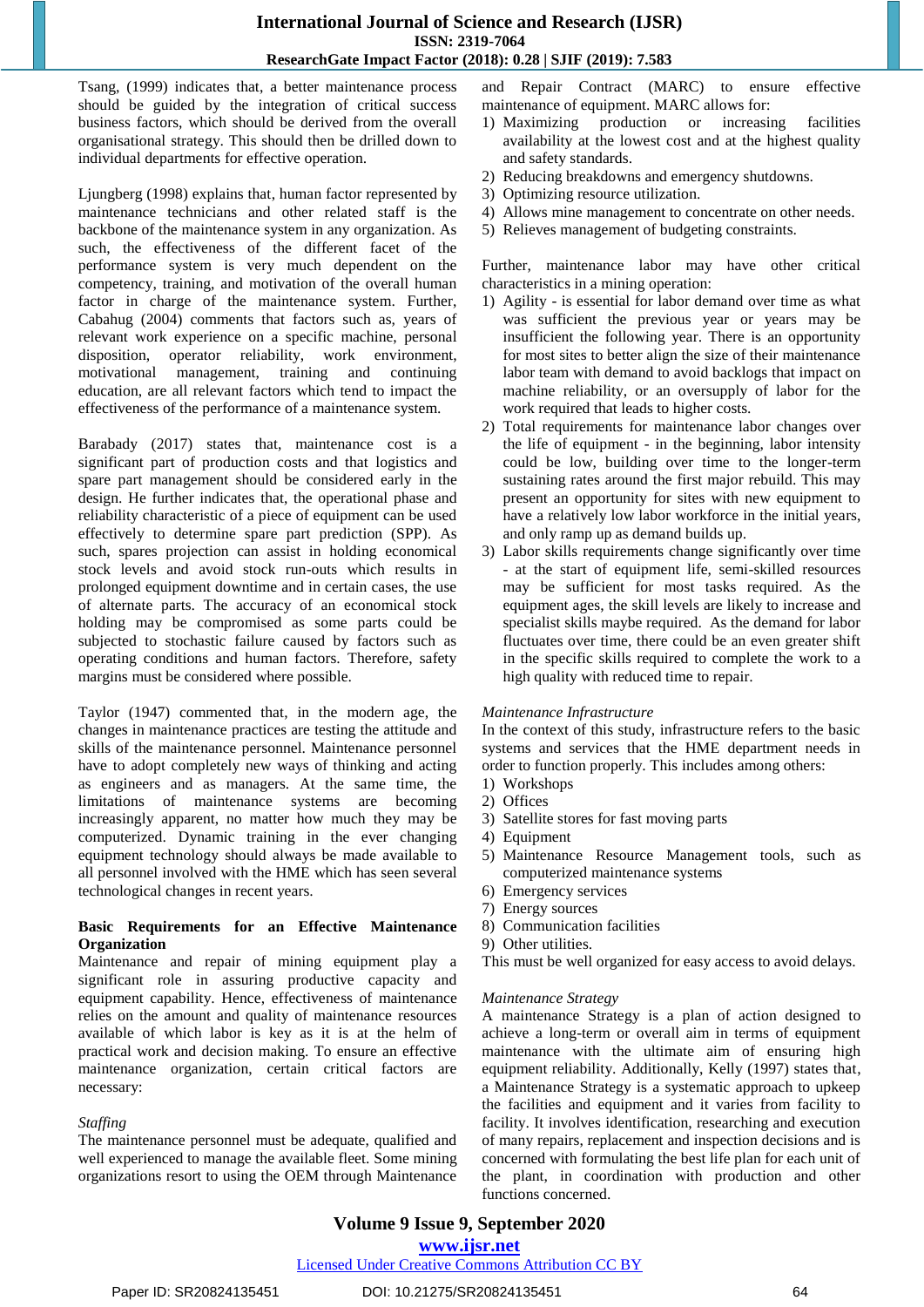Tsang, (1999) indicates that, a better maintenance process should be guided by the integration of critical success business factors, which should be derived from the overall organisational strategy. This should then be drilled down to individual departments for effective operation.

Ljungberg (1998) explains that, human factor represented by maintenance technicians and other related staff is the backbone of the maintenance system in any organization. As such, the effectiveness of the different facet of the performance system is very much dependent on the competency, training, and motivation of the overall human factor in charge of the maintenance system. Further, Cabahug (2004) comments that factors such as, years of relevant work experience on a specific machine, personal disposition, operator reliability, work environment, motivational management, training and continuing education, are all relevant factors which tend to impact the effectiveness of the performance of a maintenance system.

Barabady (2017) states that, maintenance cost is a significant part of production costs and that logistics and spare part management should be considered early in the design. He further indicates that, the operational phase and reliability characteristic of a piece of equipment can be used effectively to determine spare part prediction (SPP). As such, spares projection can assist in holding economical stock levels and avoid stock run-outs which results in prolonged equipment downtime and in certain cases, the use of alternate parts. The accuracy of an economical stock holding may be compromised as some parts could be subjected to stochastic failure caused by factors such as operating conditions and human factors. Therefore, safety margins must be considered where possible.

Taylor (1947) commented that, in the modern age, the changes in maintenance practices are testing the attitude and skills of the maintenance personnel. Maintenance personnel have to adopt completely new ways of thinking and acting as engineers and as managers. At the same time, the limitations of maintenance systems are becoming increasingly apparent, no matter how much they may be computerized. Dynamic training in the ever changing equipment technology should always be made available to all personnel involved with the HME which has seen several technological changes in recent years.

**Basic Requirements for an Effective Maintenance Organization**

Maintenance and repair of mining equipment play a significant role in assuring productive capacity and equipment capability. Hence, effectiveness of maintenance relies on the amount and quality of maintenance resources available of which labor is key as it is at the helm of practical work and decision making. To ensure an effective maintenance organization, certain critical factors are necessary:

*Staffing*

The maintenance personnel must be adequate, qualified and well experienced to manage the available fleet. Some mining organizations resort to using the OEM through Maintenance and Repair Contract (MARC) to ensure effective maintenance of equipment. MARC allows for:

1) Maximizing production or increasing facilities availability at the lowest cost and at the highest quality and safety standards.
2) Reducing breakdowns and emergency shutdowns.
3) Optimizing resource utilization.
4) Allows mine management to concentrate on other needs.
5) Relieves management of budgeting constraints.

Further, maintenance labor may have other critical characteristics in a mining operation:

1) Agility - is essential for labor demand over time as what was sufficient the previous year or years may be insufficient the following year. There is an opportunity for most sites to better align the size of their maintenance labor team with demand to avoid backlogs that impact on machine reliability, or an oversupply of labor for the work required that leads to higher costs.
2) Total requirements for maintenance labor changes over the life of equipment - in the beginning, labor intensity could be low, building over time to the longer-term sustaining rates around the first major rebuild. This may present an opportunity for sites with new equipment to have a relatively low labor workforce in the initial years, and only ramp up as demand builds up.
3) Labor skills requirements change significantly over time - at the start of equipment life, semi-skilled resources may be sufficient for most tasks required. As the equipment ages, the skill levels are likely to increase and specialist skills maybe required. As the demand for labor fluctuates over time, there could be an even greater shift in the specific skills required to complete the work to a high quality with reduced time to repair.

*Maintenance Infrastructure*

In the context of this study, infrastructure refers to the basic systems and services that the HME department needs in order to function properly. This includes among others:

1) Workshops
2) Offices
3) Satellite stores for fast moving parts
4) Equipment
5) Maintenance Resource Management tools, such as computerized maintenance systems
6) Emergency services
7) Energy sources
8) Communication facilities
9) Other utilities.

This must be well organized for easy access to avoid delays.

*Maintenance Strategy*

A maintenance Strategy is a plan of action designed to achieve a long-term or overall aim in terms of equipment maintenance with the ultimate aim of ensuring high equipment reliability. Additionally, Kelly (1997) states that, a Maintenance Strategy is a systematic approach to upkeep the facilities and equipment and it varies from facility to facility. It involves identification, researching and execution of many repairs, replacement and inspection decisions and is concerned with formulating the best life plan for each unit of the plant, in coordination with production and other functions concerned.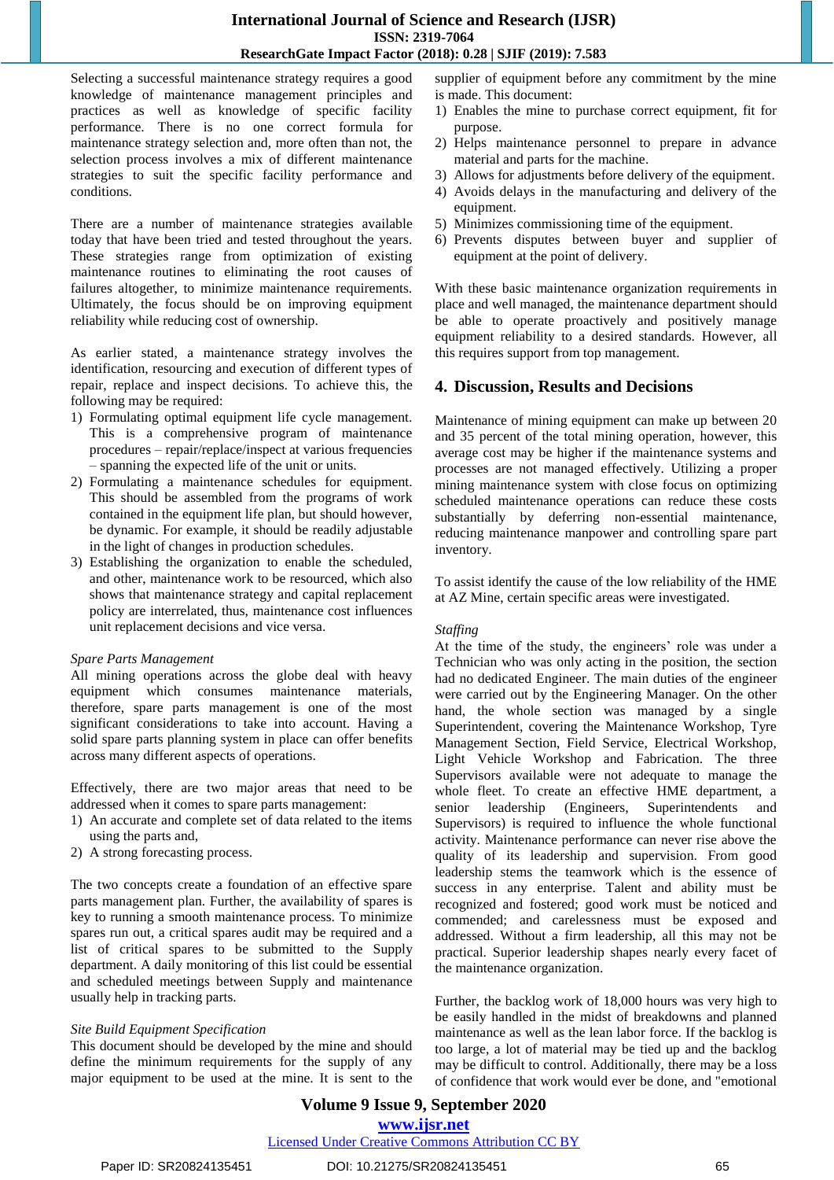Selecting a successful maintenance strategy requires a good knowledge of maintenance management principles and practices as well as knowledge of specific facility performance. There is no one correct formula for maintenance strategy selection and, more often than not, the selection process involves a mix of different maintenance strategies to suit the specific facility performance and conditions.

There are a number of maintenance strategies available today that have been tried and tested throughout the years. These strategies range from optimization of existing maintenance routines to eliminating the root causes of failures altogether, to minimize maintenance requirements. Ultimately, the focus should be on improving equipment reliability while reducing cost of ownership.

As earlier stated, a maintenance strategy involves the identification, resourcing and execution of different types of repair, replace and inspect decisions. To achieve this, the following may be required:

1) Formulating optimal equipment life cycle management. This is a comprehensive program of maintenance procedures – repair/replace/inspect at various frequencies – spanning the expected life of the unit or units.
2) Formulating a maintenance schedules for equipment. This should be assembled from the programs of work contained in the equipment life plan, but should however, be dynamic. For example, it should be readily adjustable in the light of changes in production schedules.
3) Establishing the organization to enable the scheduled, and other, maintenance work to be resourced, which also shows that maintenance strategy and capital replacement policy are interrelated, thus, maintenance cost influences unit replacement decisions and vice versa.

*Spare Parts Management*

All mining operations across the globe deal with heavy equipment which consumes maintenance materials, therefore, spare parts management is one of the most significant considerations to take into account. Having a solid spare parts planning system in place can offer benefits across many different aspects of operations.

Effectively, there are two major areas that need to be addressed when it comes to spare parts management:

1) An accurate and complete set of data related to the items using the parts and,
2) A strong forecasting process.

The two concepts create a foundation of an effective spare parts management plan. Further, the availability of spares is key to running a smooth maintenance process. To minimize spares run out, a critical spares audit may be required and a list of critical spares to be submitted to the Supply department. A daily monitoring of this list could be essential and scheduled meetings between Supply and maintenance usually help in tracking parts.

*Site Build Equipment Specification*

This document should be developed by the mine and should define the minimum requirements for the supply of any major equipment to be used at the mine. It is sent to the supplier of equipment before any commitment by the mine is made. This document:

1) Enables the mine to purchase correct equipment, fit for purpose.
2) Helps maintenance personnel to prepare in advance material and parts for the machine.
3) Allows for adjustments before delivery of the equipment.
4) Avoids delays in the manufacturing and delivery of the equipment.
5) Minimizes commissioning time of the equipment.
6) Prevents disputes between buyer and supplier of equipment at the point of delivery.

With these basic maintenance organization requirements in place and well managed, the maintenance department should be able to operate proactively and positively manage equipment reliability to a desired standards. However, all this requires support from top management.

## 4. Discussion, Results and Decisions

Maintenance of mining equipment can make up between 20 and 35 percent of the total mining operation, however, this average cost may be higher if the maintenance systems and processes are not managed effectively. Utilizing a proper mining maintenance system with close focus on optimizing scheduled maintenance operations can reduce these costs substantially by deferring non-essential maintenance, reducing maintenance manpower and controlling spare part inventory.

To assist identify the cause of the low reliability of the HME at AZ Mine, certain specific areas were investigated.

*Staffing*

At the time of the study, the engineers' role was under a Technician who was only acting in the position, the section had no dedicated Engineer. The main duties of the engineer were carried out by the Engineering Manager. On the other hand, the whole section was managed by a single Superintendent, covering the Maintenance Workshop, Tyre Management Section, Field Service, Electrical Workshop, Light Vehicle Workshop and Fabrication. The three Supervisors available were not adequate to manage the whole fleet. To create an effective HME department, a senior leadership (Engineers, Superintendents and Supervisors) is required to influence the whole functional activity. Maintenance performance can never rise above the quality of its leadership and supervision. From good leadership stems the teamwork which is the essence of success in any enterprise. Talent and ability must be recognized and fostered; good work must be noticed and commended; and carelessness must be exposed and addressed. Without a firm leadership, all this may not be practical. Superior leadership shapes nearly every facet of the maintenance organization.

Further, the backlog work of 18,000 hours was very high to be easily handled in the midst of breakdowns and planned maintenance as well as the lean labor force. If the backlog is too large, a lot of material may be tied up and the backlog may be difficult to control. Additionally, there may be a loss of confidence that work would ever be done, and "emotional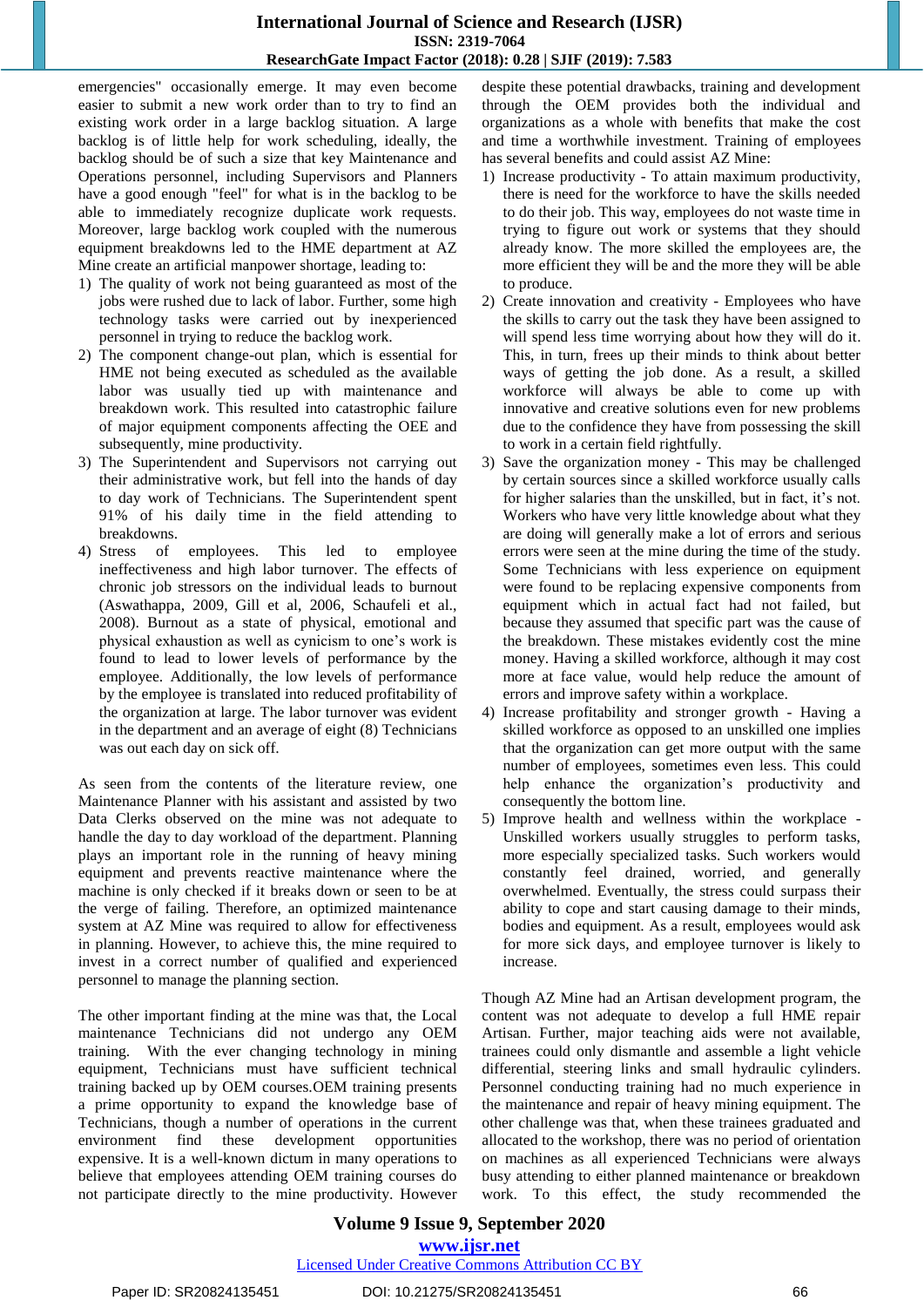emergencies" occasionally emerge. It may even become easier to submit a new work order than to try to find an existing work order in a large backlog situation. A large backlog is of little help for work scheduling, ideally, the backlog should be of such a size that key Maintenance and Operations personnel, including Supervisors and Planners have a good enough "feel" for what is in the backlog to be able to immediately recognize duplicate work requests. Moreover, large backlog work coupled with the numerous equipment breakdowns led to the HME department at AZ Mine create an artificial manpower shortage, leading to:

1) The quality of work not being guaranteed as most of the jobs were rushed due to lack of labor. Further, some high technology tasks were carried out by inexperienced personnel in trying to reduce the backlog work.
2) The component change-out plan, which is essential for HME not being executed as scheduled as the available labor was usually tied up with maintenance and breakdown work. This resulted into catastrophic failure of major equipment components affecting the OEE and subsequently, mine productivity.
3) The Superintendent and Supervisors not carrying out their administrative work, but fell into the hands of day to day work of Technicians. The Superintendent spent 91% of his daily time in the field attending to breakdowns.
4) Stress of employees. This led to employee ineffectiveness and high labor turnover. The effects of chronic job stressors on the individual leads to burnout (Aswathappa, 2009, Gill et al, 2006, Schaufeli et al., 2008). Burnout as a state of physical, emotional and physical exhaustion as well as cynicism to one's work is found to lead to lower levels of performance by the employee. Additionally, the low levels of performance by the employee is translated into reduced profitability of the organization at large. The labor turnover was evident in the department and an average of eight (8) Technicians was out each day on sick off.

As seen from the contents of the literature review, one Maintenance Planner with his assistant and assisted by two Data Clerks observed on the mine was not adequate to handle the day to day workload of the department. Planning plays an important role in the running of heavy mining equipment and prevents reactive maintenance where the machine is only checked if it breaks down or seen to be at the verge of failing. Therefore, an optimized maintenance system at AZ Mine was required to allow for effectiveness in planning. However, to achieve this, the mine required to invest in a correct number of qualified and experienced personnel to manage the planning section.

The other important finding at the mine was that, the Local maintenance Technicians did not undergo any OEM training. With the ever changing technology in mining equipment, Technicians must have sufficient technical training backed up by OEM courses.OEM training presents a prime opportunity to expand the knowledge base of Technicians, though a number of operations in the current environment find these development opportunities expensive. It is a well-known dictum in many operations to believe that employees attending OEM training courses do not participate directly to the mine productivity. However despite these potential drawbacks, training and development through the OEM provides both the individual and organizations as a whole with benefits that make the cost and time a worthwhile investment. Training of employees has several benefits and could assist AZ Mine:

1) Increase productivity - To attain maximum productivity, there is need for the workforce to have the skills needed to do their job. This way, employees do not waste time in trying to figure out work or systems that they should already know. The more skilled the employees are, the more efficient they will be and the more they will be able to produce.
2) Create innovation and creativity - Employees who have the skills to carry out the task they have been assigned to will spend less time worrying about how they will do it. This, in turn, frees up their minds to think about better ways of getting the job done. As a result, a skilled workforce will always be able to come up with innovative and creative solutions even for new problems due to the confidence they have from possessing the skill to work in a certain field rightfully.
3) Save the organization money - This may be challenged by certain sources since a skilled workforce usually calls for higher salaries than the unskilled, but in fact, it's not. Workers who have very little knowledge about what they are doing will generally make a lot of errors and serious errors were seen at the mine during the time of the study. Some Technicians with less experience on equipment were found to be replacing expensive components from equipment which in actual fact had not failed, but because they assumed that specific part was the cause of the breakdown. These mistakes evidently cost the mine money. Having a skilled workforce, although it may cost more at face value, would help reduce the amount of errors and improve safety within a workplace.
4) Increase profitability and stronger growth - Having a skilled workforce as opposed to an unskilled one implies that the organization can get more output with the same number of employees, sometimes even less. This could help enhance the organization's productivity and consequently the bottom line.
5) Improve health and wellness within the workplace - Unskilled workers usually struggles to perform tasks, more especially specialized tasks. Such workers would constantly feel drained, worried, and generally overwhelmed. Eventually, the stress could surpass their ability to cope and start causing damage to their minds, bodies and equipment. As a result, employees would ask for more sick days, and employee turnover is likely to increase.

Though AZ Mine had an Artisan development program, the content was not adequate to develop a full HME repair Artisan. Further, major teaching aids were not available, trainees could only dismantle and assemble a light vehicle differential, steering links and small hydraulic cylinders. Personnel conducting training had no much experience in the maintenance and repair of heavy mining equipment. The other challenge was that, when these trainees graduated and allocated to the workshop, there was no period of orientation on machines as all experienced Technicians were always busy attending to either planned maintenance or breakdown work. To this effect, the study recommended the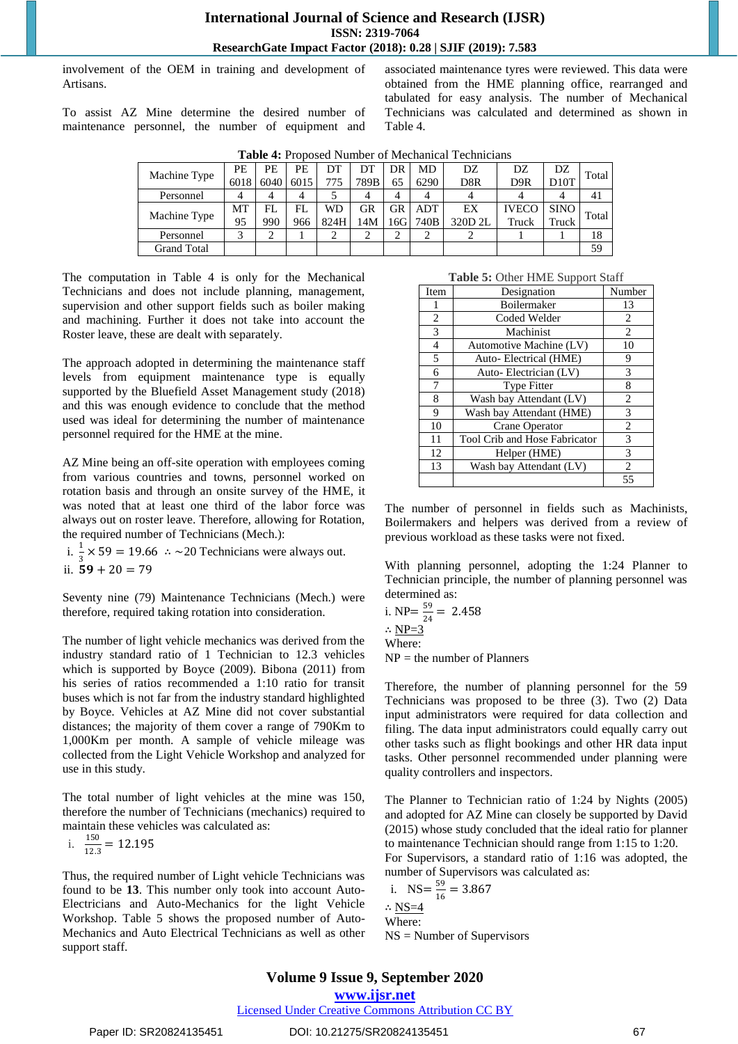involvement of the OEM in training and development of Artisans.

To assist AZ Mine determine the desired number of maintenance personnel, the number of equipment and associated maintenance tyres were reviewed. This data were obtained from the HME planning office, rearranged and tabulated for easy analysis. The number of Mechanical Technicians was calculated and determined as shown in Table 4.

**Table 4:** Proposed Number of Mechanical Technicians

| Machine Type | PE 6018 | PE 6040 | PE 6015 | DT 775 | DT 789B | DR 65 | MD 6290 | DZ D8R | DZ D9R | DZ D10T | Total |
|---|---|---|---|---|---|---|---|---|---|---|---|
| Personnel | 4 | 4 | 4 | 5 | 4 | 4 | 4 | 4 | 4 | 4 | 41 |
| Machine Type | MT 95 | FL 990 | FL 966 | WD 824H | GR 14M | GR 16G | ADT 740B | EX 320D 2L | IVECO Truck | SINO Truck | Total |
| Personnel | 3 | 2 | 1 | 2 | 2 | 2 | 2 | 2 | 1 | 1 | 18 |
| Grand Total | | | | | | | | | | | 59 |

The computation in Table 4 is only for the Mechanical Technicians and does not include planning, management, supervision and other support fields such as boiler making and machining. Further it does not take into account the Roster leave, these are dealt with separately.

The approach adopted in determining the maintenance staff levels from equipment maintenance type is equally supported by the Bluefield Asset Management study (2018) and this was enough evidence to conclude that the method used was ideal for determining the number of maintenance personnel required for the HME at the mine.

AZ Mine being an off-site operation with employees coming from various countries and towns, personnel worked on rotation basis and through an onsite survey of the HME, it was noted that at least one third of the labor force was always out on roster leave. Therefore, allowing for Rotation, the required number of Technicians (Mech.):

i. $\frac{1}{3} \times 59 = 19.66 \therefore \sim 20$ Technicians were always out.

ii. $\mathbf{59} + 20 = 79$

Seventy nine (79) Maintenance Technicians (Mech.) were therefore, required taking rotation into consideration.

The number of light vehicle mechanics was derived from the industry standard ratio of 1 Technician to 12.3 vehicles which is supported by Boyce (2009). Bibona (2011) from his series of ratios recommended a 1:10 ratio for transit buses which is not far from the industry standard highlighted by Boyce. Vehicles at AZ Mine did not cover substantial distances; the majority of them cover a range of 790Km to 1,000Km per month. A sample of vehicle mileage was collected from the Light Vehicle Workshop and analyzed for use in this study.

The total number of light vehicles at the mine was 150, therefore the number of Technicians (mechanics) required to maintain these vehicles was calculated as:

i. $\frac{150}{12.3} = 12.195$

Thus, the required number of Light vehicle Technicians was found to be **13**. This number only took into account Auto-Electricians and Auto-Mechanics for the light Vehicle Workshop. Table 5 shows the proposed number of Auto-Mechanics and Auto Electrical Technicians as well as other support staff.

**Table 5:** Other HME Support Staff

| Item | Designation | Number |
|---|---|---|
| 1 | Boilermaker | 13 |
| 2 | Coded Welder | 2 |
| 3 | Machinist | 2 |
| 4 | Automotive Machine (LV) | 10 |
| 5 | Auto- Electrical (HME) | 9 |
| 6 | Auto- Electrician (LV) | 3 |
| 7 | Type Fitter | 8 |
| 8 | Wash bay Attendant (LV) | 2 |
| 9 | Wash bay Attendant (HME) | 3 |
| 10 | Crane Operator | 2 |
| 11 | Tool Crib and Hose Fabricator | 3 |
| 12 | Helper (HME) | 3 |
| 13 | Wash bay Attendant (LV) | 2 |
| | | 55 |

The number of personnel in fields such as Machinists, Boilermakers and helpers was derived from a review of previous workload as these tasks were not fixed.

With planning personnel, adopting the 1:24 Planner to Technician principle, the number of planning personnel was determined as:

i. NP= $\frac{59}{24} = 2.458$

$\therefore$ NP=3

Where:

NP = the number of Planners

Therefore, the number of planning personnel for the 59 Technicians was proposed to be three (3). Two (2) Data input administrators were required for data collection and filing. The data input administrators could equally carry out other tasks such as flight bookings and other HR data input tasks. Other personnel recommended under planning were quality controllers and inspectors.

The Planner to Technician ratio of 1:24 by Nights (2005) and adopted for AZ Mine can closely be supported by David (2015) whose study concluded that the ideal ratio for planner to maintenance Technician should range from 1:15 to 1:20. For Supervisors, a standard ratio of 1:16 was adopted, the number of Supervisors was calculated as:

i. NS= $\frac{59}{16} = 3.867$

$\therefore$ NS=4

Where:

NS = Number of Supervisors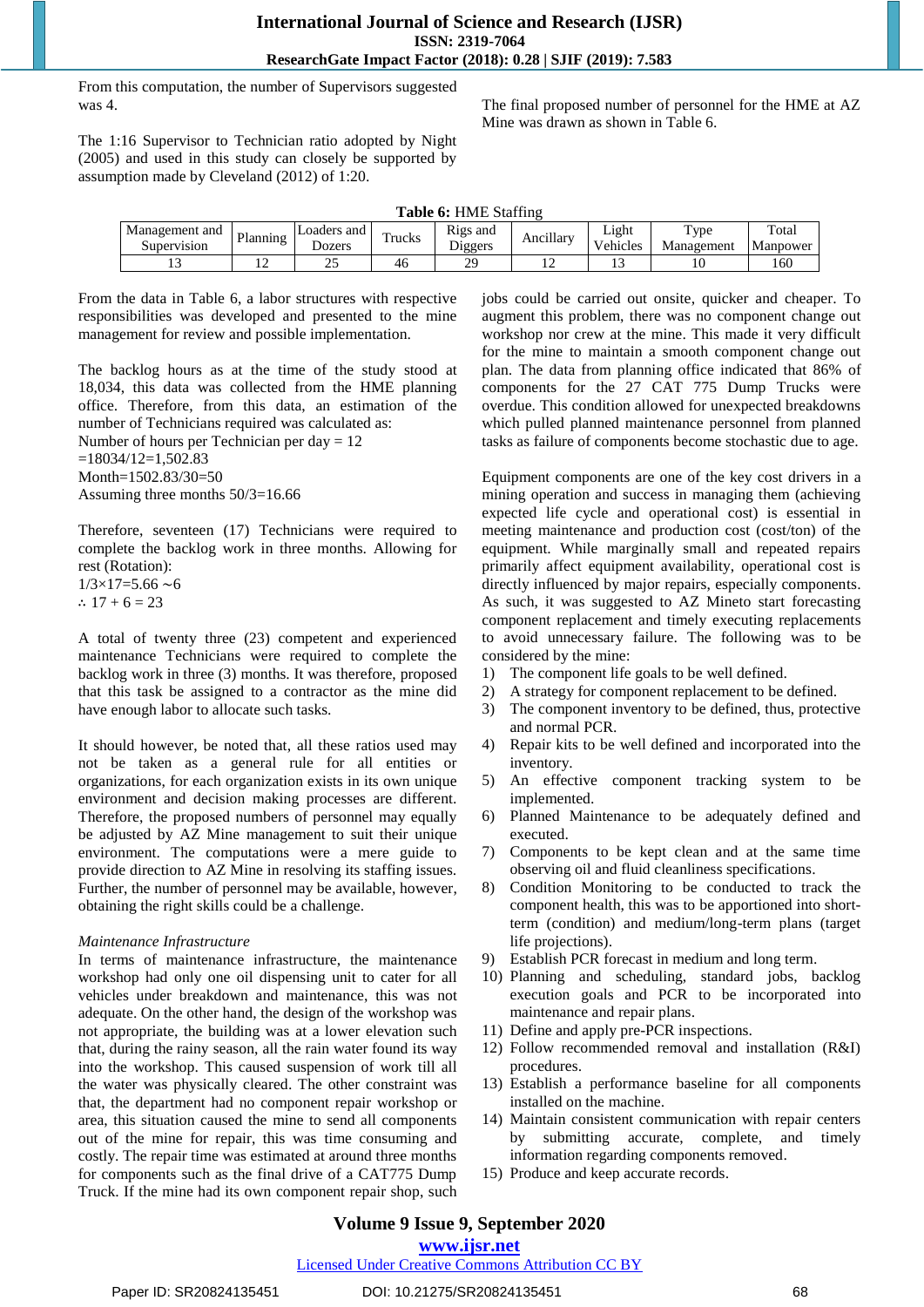From this computation, the number of Supervisors suggested was 4.

The 1:16 Supervisor to Technician ratio adopted by Night (2005) and used in this study can closely be supported by assumption made by Cleveland (2012) of 1:20.

The final proposed number of personnel for the HME at AZ Mine was drawn as shown in Table 6.

**Table 6:** HME Staffing

| Management and Supervision | Planning | Loaders and Dozers | Trucks | Rigs and Diggers | Ancillary | Light Vehicles | Type Management | Total Manpower |
|---|---|---|---|---|---|---|---|---|
| 13 | 12 | 25 | 46 | 29 | 12 | 13 | 10 | 160 |

From the data in Table 6, a labor structures with respective responsibilities was developed and presented to the mine management for review and possible implementation.

The backlog hours as at the time of the study stood at 18,034, this data was collected from the HME planning office. Therefore, from this data, an estimation of the number of Technicians required was calculated as:
Number of hours per Technician per day = 12
=18034/12=1,502.83
Month=1502.83/30=50
Assuming three months 50/3=16.66

Therefore, seventeen (17) Technicians were required to complete the backlog work in three months. Allowing for rest (Rotation):
$1/3 \times 17 = 5.66 \sim 6$
$\therefore$ 17 + 6 = 23

A total of twenty three (23) competent and experienced maintenance Technicians were required to complete the backlog work in three (3) months. It was therefore, proposed that this task be assigned to a contractor as the mine did have enough labor to allocate such tasks.

It should however, be noted that, all these ratios used may not be taken as a general rule for all entities or organizations, for each organization exists in its own unique environment and decision making processes are different. Therefore, the proposed numbers of personnel may equally be adjusted by AZ Mine management to suit their unique environment. The computations were a mere guide to provide direction to AZ Mine in resolving its staffing issues. Further, the number of personnel may be available, however, obtaining the right skills could be a challenge.

*Maintenance Infrastructure*

In terms of maintenance infrastructure, the maintenance workshop had only one oil dispensing unit to cater for all vehicles under breakdown and maintenance, this was not adequate. On the other hand, the design of the workshop was not appropriate, the building was at a lower elevation such that, during the rainy season, all the rain water found its way into the workshop. This caused suspension of work till all the water was physically cleared. The other constraint was that, the department had no component repair workshop or area, this situation caused the mine to send all components out of the mine for repair, this was time consuming and costly. The repair time was estimated at around three months for components such as the final drive of a CAT775 Dump Truck. If the mine had its own component repair shop, such jobs could be carried out onsite, quicker and cheaper. To augment this problem, there was no component change out workshop nor crew at the mine. This made it very difficult for the mine to maintain a smooth component change out plan. The data from planning office indicated that 86% of components for the 27 CAT 775 Dump Trucks were overdue. This condition allowed for unexpected breakdowns which pulled planned maintenance personnel from planned tasks as failure of components become stochastic due to age.

Equipment components are one of the key cost drivers in a mining operation and success in managing them (achieving expected life cycle and operational cost) is essential in meeting maintenance and production cost (cost/ton) of the equipment. While marginally small and repeated repairs primarily affect equipment availability, operational cost is directly influenced by major repairs, especially components. As such, it was suggested to AZ Mineto start forecasting component replacement and timely executing replacements to avoid unnecessary failure. The following was to be considered by the mine:

1) The component life goals to be well defined.
2) A strategy for component replacement to be defined.
3) The component inventory to be defined, thus, protective and normal PCR.
4) Repair kits to be well defined and incorporated into the inventory.
5) An effective component tracking system to be implemented.
6) Planned Maintenance to be adequately defined and executed.
7) Components to be kept clean and at the same time observing oil and fluid cleanliness specifications.
8) Condition Monitoring to be conducted to track the component health, this was to be apportioned into short-term (condition) and medium/long-term plans (target life projections).
9) Establish PCR forecast in medium and long term.
10) Planning and scheduling, standard jobs, backlog execution goals and PCR to be incorporated into maintenance and repair plans.
11) Define and apply pre-PCR inspections.
12) Follow recommended removal and installation (R&I) procedures.
13) Establish a performance baseline for all components installed on the machine.
14) Maintain consistent communication with repair centers by submitting accurate, complete, and timely information regarding components removed.
15) Produce and keep accurate records.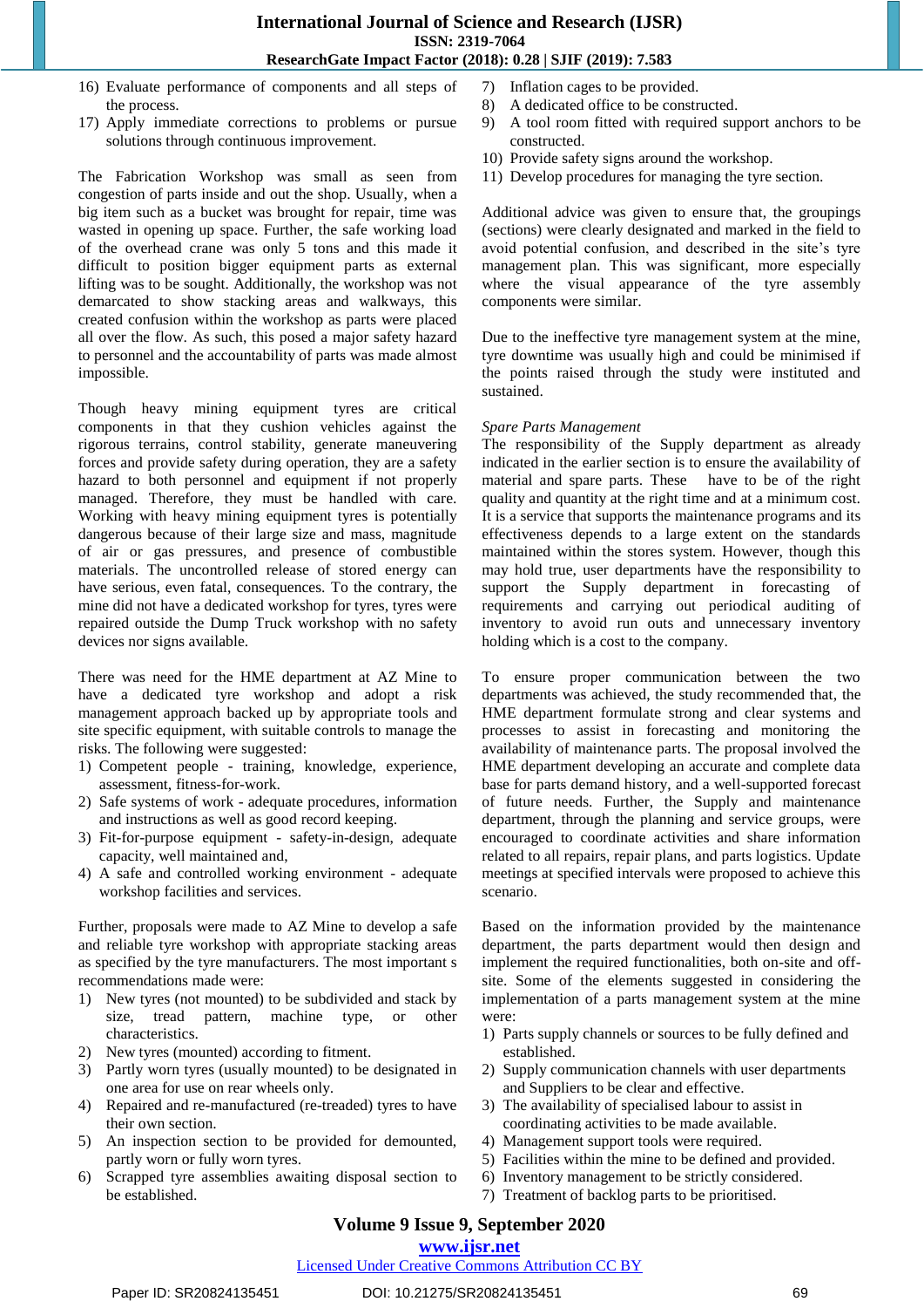16) Evaluate performance of components and all steps of the process.
17) Apply immediate corrections to problems or pursue solutions through continuous improvement.

The Fabrication Workshop was small as seen from congestion of parts inside and out the shop. Usually, when a big item such as a bucket was brought for repair, time was wasted in opening up space. Further, the safe working load of the overhead crane was only 5 tons and this made it difficult to position bigger equipment parts as external lifting was to be sought. Additionally, the workshop was not demarcated to show stacking areas and walkways, this created confusion within the workshop as parts were placed all over the flow. As such, this posed a major safety hazard to personnel and the accountability of parts was made almost impossible.

Though heavy mining equipment tyres are critical components in that they cushion vehicles against the rigorous terrains, control stability, generate maneuvering forces and provide safety during operation, they are a safety hazard to both personnel and equipment if not properly managed. Therefore, they must be handled with care. Working with heavy mining equipment tyres is potentially dangerous because of their large size and mass, magnitude of air or gas pressures, and presence of combustible materials. The uncontrolled release of stored energy can have serious, even fatal, consequences. To the contrary, the mine did not have a dedicated workshop for tyres, tyres were repaired outside the Dump Truck workshop with no safety devices nor signs available.

There was need for the HME department at AZ Mine to have a dedicated tyre workshop and adopt a risk management approach backed up by appropriate tools and site specific equipment, with suitable controls to manage the risks. The following were suggested:

1) Competent people - training, knowledge, experience, assessment, fitness-for-work.
2) Safe systems of work - adequate procedures, information and instructions as well as good record keeping.
3) Fit-for-purpose equipment - safety-in-design, adequate capacity, well maintained and,
4) A safe and controlled working environment - adequate workshop facilities and services.

Further, proposals were made to AZ Mine to develop a safe and reliable tyre workshop with appropriate stacking areas as specified by the tyre manufacturers. The most important s recommendations made were:

1) New tyres (not mounted) to be subdivided and stack by size, tread pattern, machine type, or other characteristics.
2) New tyres (mounted) according to fitment.
3) Partly worn tyres (usually mounted) to be designated in one area for use on rear wheels only.
4) Repaired and re-manufactured (re-treaded) tyres to have their own section.
5) An inspection section to be provided for demounted, partly worn or fully worn tyres.
6) Scrapped tyre assemblies awaiting disposal section to be established.
7) Inflation cages to be provided.
8) A dedicated office to be constructed.
9) A tool room fitted with required support anchors to be constructed.
10) Provide safety signs around the workshop.
11) Develop procedures for managing the tyre section.

Additional advice was given to ensure that, the groupings (sections) were clearly designated and marked in the field to avoid potential confusion, and described in the site's tyre management plan. This was significant, more especially where the visual appearance of the tyre assembly components were similar.

Due to the ineffective tyre management system at the mine, tyre downtime was usually high and could be minimised if the points raised through the study were instituted and sustained.

*Spare Parts Management*

The responsibility of the Supply department as already indicated in the earlier section is to ensure the availability of material and spare parts. These have to be of the right quality and quantity at the right time and at a minimum cost. It is a service that supports the maintenance programs and its effectiveness depends to a large extent on the standards maintained within the stores system. However, though this may hold true, user departments have the responsibility to support the Supply department in forecasting of requirements and carrying out periodical auditing of inventory to avoid run outs and unnecessary inventory holding which is a cost to the company.

To ensure proper communication between the two departments was achieved, the study recommended that, the HME department formulate strong and clear systems and processes to assist in forecasting and monitoring the availability of maintenance parts. The proposal involved the HME department developing an accurate and complete data base for parts demand history, and a well-supported forecast of future needs. Further, the Supply and maintenance department, through the planning and service groups, were encouraged to coordinate activities and share information related to all repairs, repair plans, and parts logistics. Update meetings at specified intervals were proposed to achieve this scenario.

Based on the information provided by the maintenance department, the parts department would then design and implement the required functionalities, both on-site and off-site. Some of the elements suggested in considering the implementation of a parts management system at the mine were:

1) Parts supply channels or sources to be fully defined and established.
2) Supply communication channels with user departments and Suppliers to be clear and effective.
3) The availability of specialised labour to assist in coordinating activities to be made available.
4) Management support tools were required.
5) Facilities within the mine to be defined and provided.
6) Inventory management to be strictly considered.
7) Treatment of backlog parts to be prioritised.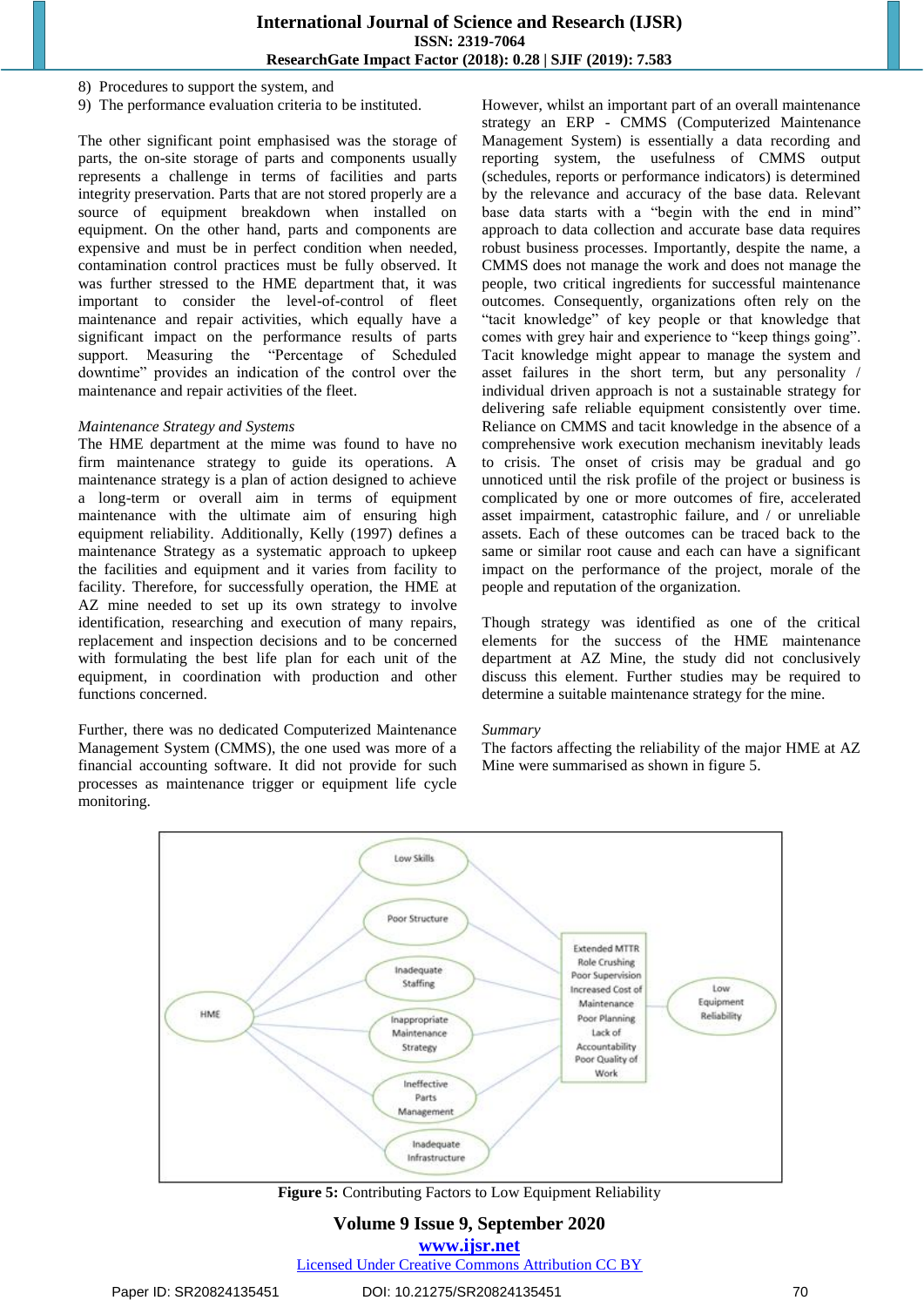8) Procedures to support the system, and
9) The performance evaluation criteria to be instituted.

The other significant point emphasised was the storage of parts, the on-site storage of parts and components usually represents a challenge in terms of facilities and parts integrity preservation. Parts that are not stored properly are a source of equipment breakdown when installed on equipment. On the other hand, parts and components are expensive and must be in perfect condition when needed, contamination control practices must be fully observed. It was further stressed to the HME department that, it was important to consider the level-of-control of fleet maintenance and repair activities, which equally have a significant impact on the performance results of parts support. Measuring the "Percentage of Scheduled downtime" provides an indication of the control over the maintenance and repair activities of the fleet.

*Maintenance Strategy and Systems*

The HME department at the mime was found to have no firm maintenance strategy to guide its operations. A maintenance strategy is a plan of action designed to achieve a long-term or overall aim in terms of equipment maintenance with the ultimate aim of ensuring high equipment reliability. Additionally, Kelly (1997) defines a maintenance Strategy as a systematic approach to upkeep the facilities and equipment and it varies from facility to facility. Therefore, for successfully operation, the HME at AZ mine needed to set up its own strategy to involve identification, researching and execution of many repairs, replacement and inspection decisions and to be concerned with formulating the best life plan for each unit of the equipment, in coordination with production and other functions concerned.

Further, there was no dedicated Computerized Maintenance Management System (CMMS), the one used was more of a financial accounting software. It did not provide for such processes as maintenance trigger or equipment life cycle monitoring.

However, whilst an important part of an overall maintenance strategy an ERP - CMMS (Computerized Maintenance Management System) is essentially a data recording and reporting system, the usefulness of CMMS output (schedules, reports or performance indicators) is determined by the relevance and accuracy of the base data. Relevant base data starts with a "begin with the end in mind" approach to data collection and accurate base data requires robust business processes. Importantly, despite the name, a CMMS does not manage the work and does not manage the people, two critical ingredients for successful maintenance outcomes. Consequently, organizations often rely on the "tacit knowledge" of key people or that knowledge that comes with grey hair and experience to "keep things going". Tacit knowledge might appear to manage the system and asset failures in the short term, but any personality / individual driven approach is not a sustainable strategy for delivering safe reliable equipment consistently over time. Reliance on CMMS and tacit knowledge in the absence of a comprehensive work execution mechanism inevitably leads to crisis. The onset of crisis may be gradual and go unnoticed until the risk profile of the project or business is complicated by one or more outcomes of fire, accelerated asset impairment, catastrophic failure, and / or unreliable assets. Each of these outcomes can be traced back to the same or similar root cause and each can have a significant impact on the performance of the project, morale of the people and reputation of the organization.

Though strategy was identified as one of the critical elements for the success of the HME maintenance department at AZ Mine, the study did not conclusively discuss this element. Further studies may be required to determine a suitable maintenance strategy for the mine.

*Summary*

The factors affecting the reliability of the major HME at AZ Mine were summarised as shown in figure 5.

**Figure 5:** Contributing Factors to Low Equipment Reliability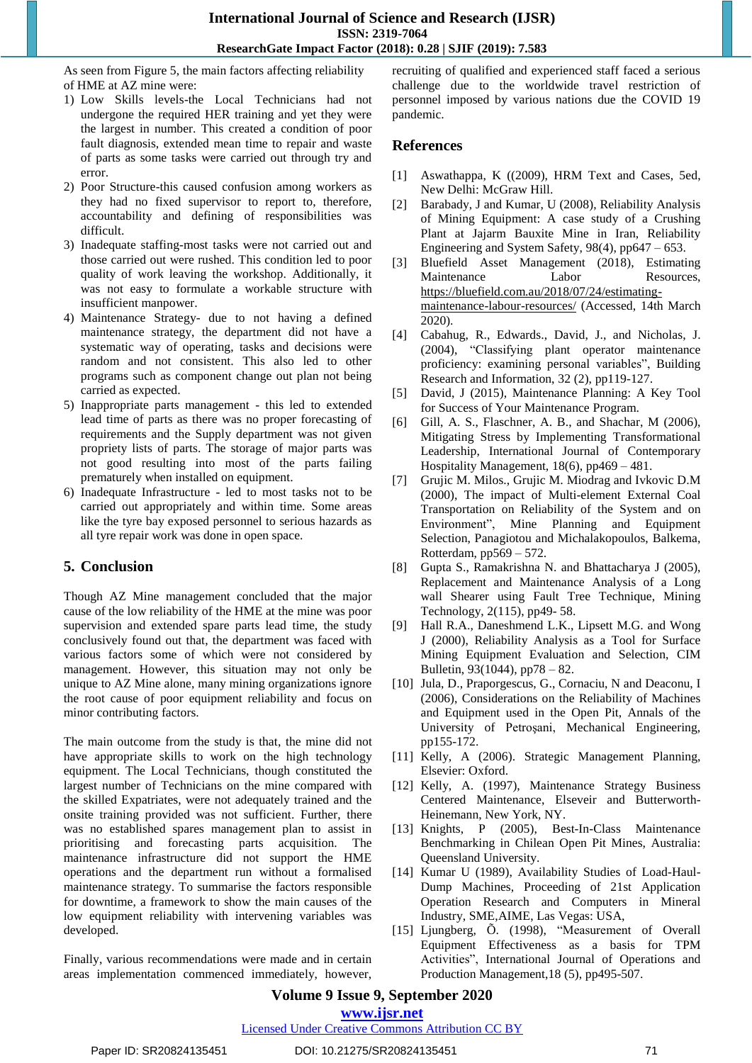As seen from Figure 5, the main factors affecting reliability of HME at AZ mine were:

1) Low Skills levels-the Local Technicians had not undergone the required HER training and yet they were the largest in number. This created a condition of poor fault diagnosis, extended mean time to repair and waste of parts as some tasks were carried out through try and error.
2) Poor Structure-this caused confusion among workers as they had no fixed supervisor to report to, therefore, accountability and defining of responsibilities was difficult.
3) Inadequate staffing-most tasks were not carried out and those carried out were rushed. This condition led to poor quality of work leaving the workshop. Additionally, it was not easy to formulate a workable structure with insufficient manpower.
4) Maintenance Strategy- due to not having a defined maintenance strategy, the department did not have a systematic way of operating, tasks and decisions were random and not consistent. This also led to other programs such as component change out plan not being carried as expected.
5) Inappropriate parts management - this led to extended lead time of parts as there was no proper forecasting of parts requirements and the Supply department was not given propriety lists of parts. The storage of major parts was not good resulting into most of the parts failing prematurely when installed on equipment.
6) Inadequate Infrastructure - led to most tasks not to be carried out appropriately and within time. Some areas like the tyre bay exposed personnel to serious hazards as all tyre repair work was done in open space.

## 5. Conclusion

Though AZ Mine management concluded that the major cause of the low reliability of the HME at the mine was poor supervision and extended spare parts lead time, the study conclusively found out that, the department was faced with various factors some of which were not considered by management. However, this situation may not only be unique to AZ Mine alone, many mining organizations ignore the root cause of poor equipment reliability and focus on minor contributing factors.

The main outcome from the study is that, the mine did not have appropriate skills to work on the high technology equipment. The Local Technicians, though constituted the largest number of Technicians on the mine compared with the skilled Expatriates, were not adequately trained and the onsite training provided was not sufficient. Further, there was no established spares management plan to assist in prioritising and forecasting parts acquisition. The maintenance infrastructure did not support the HME operations and the department run without a formalised maintenance strategy. To summarise the factors responsible for downtime, a framework to show the main causes of the low equipment reliability with intervening variables was developed.

Finally, various recommendations were made and in certain areas implementation commenced immediately, however, recruiting of qualified and experienced staff faced a serious challenge due to the worldwide travel restriction of personnel imposed by various nations due the COVID 19 pandemic.

## References

[1] Aswathappa, K ((2009), HRM Text and Cases, 5ed, New Delhi: McGraw Hill.

[2] Barabady, J and Kumar, U (2008), Reliability Analysis of Mining Equipment: A case study of a Crushing Plant at Jajarm Bauxite Mine in Iran, Reliability Engineering and System Safety, 98(4), pp647 – 653.

[3] Bluefield Asset Management (2018), Estimating Maintenance Labor Resources, https://bluefield.com.au/2018/07/24/estimating-maintenance-labour-resources/ (Accessed, 14th March 2020).

[4] Cabahug, R., Edwards., David, J., and Nicholas, J. (2004), "Classifying plant operator maintenance proficiency: examining personal variables", Building Research and Information, 32 (2), pp119-127.

[5] David, J (2015), Maintenance Planning: A Key Tool for Success of Your Maintenance Program.

[6] Gill, A. S., Flaschner, A. B., and Shachar, M (2006), Mitigating Stress by Implementing Transformational Leadership, International Journal of Contemporary Hospitality Management, 18(6), pp469 – 481.

[7] Grujic M. Milos., Grujic M. Miodrag and Ivkovic D.M (2000), The impact of Multi-element External Coal Transportation on Reliability of the System and on Environment", Mine Planning and Equipment Selection, Panagiotou and Michalakopoulos, Balkema, Rotterdam, pp569 – 572.

[8] Gupta S., Ramakrishna N. and Bhattacharya J (2005), Replacement and Maintenance Analysis of a Long wall Shearer using Fault Tree Technique, Mining Technology, 2(115), pp49- 58.

[9] Hall R.A., Daneshmend L.K., Lipsett M.G. and Wong J (2000), Reliability Analysis as a Tool for Surface Mining Equipment Evaluation and Selection, CIM Bulletin, 93(1044), pp78 – 82.

[10] Jula, D., Praporgescus, G., Cornaciu, N and Deaconu, I (2006), Considerations on the Reliability of Machines and Equipment used in the Open Pit, Annals of the University of Petroşani, Mechanical Engineering, pp155-172.

[11] Kelly, A (2006). Strategic Management Planning, Elsevier: Oxford.

[12] Kelly, A. (1997), Maintenance Strategy Business Centered Maintenance, Elseveir and Butterworth-Heinemann, New York, NY.

[13] Knights, P (2005), Best-In-Class Maintenance Benchmarking in Chilean Open Pit Mines, Australia: Queensland University.

[14] Kumar U (1989), Availability Studies of Load-Haul-Dump Machines, Proceeding of 21st Application Operation Research and Computers in Mineral Industry, SME,AIME, Las Vegas: USA,

[15] Ljungberg, Õ. (1998), "Measurement of Overall Equipment Effectiveness as a basis for TPM Activities", International Journal of Operations and Production Management,18 (5), pp495-507.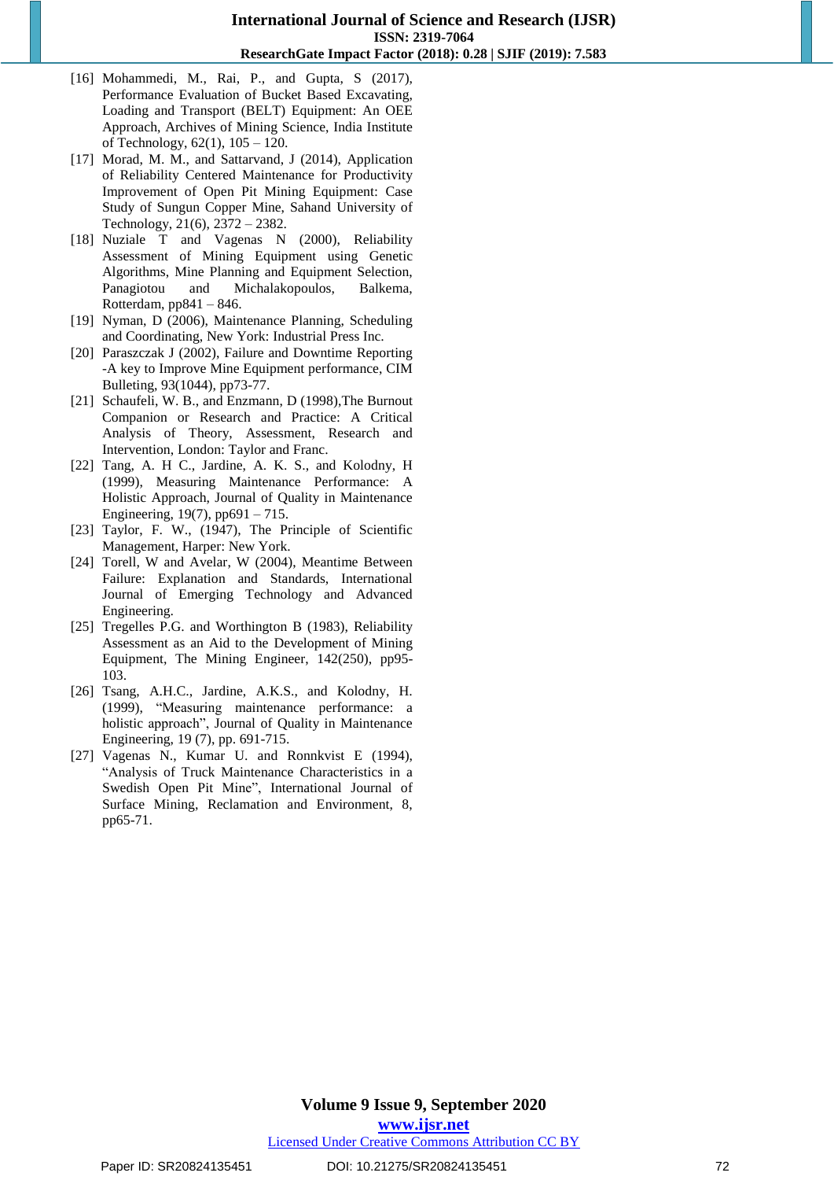[16] Mohammedi, M., Rai, P., and Gupta, S (2017), Performance Evaluation of Bucket Based Excavating, Loading and Transport (BELT) Equipment: An OEE Approach, Archives of Mining Science, India Institute of Technology, 62(1), 105 – 120.

[17] Morad, M. M., and Sattarvand, J (2014), Application of Reliability Centered Maintenance for Productivity Improvement of Open Pit Mining Equipment: Case Study of Sungun Copper Mine, Sahand University of Technology, 21(6), 2372 – 2382.

[18] Nuziale T and Vagenas N (2000), Reliability Assessment of Mining Equipment using Genetic Algorithms, Mine Planning and Equipment Selection, Panagiotou and Michalakopoulos, Balkema, Rotterdam, pp841 – 846.

[19] Nyman, D (2006), Maintenance Planning, Scheduling and Coordinating, New York: Industrial Press Inc.

[20] Paraszczak J (2002), Failure and Downtime Reporting -A key to Improve Mine Equipment performance, CIM Bulleting, 93(1044), pp73-77.

[21] Schaufeli, W. B., and Enzmann, D (1998),The Burnout Companion or Research and Practice: A Critical Analysis of Theory, Assessment, Research and Intervention, London: Taylor and Franc.

[22] Tang, A. H C., Jardine, A. K. S., and Kolodny, H (1999), Measuring Maintenance Performance: A Holistic Approach, Journal of Quality in Maintenance Engineering, 19(7), pp691 – 715.

[23] Taylor, F. W., (1947), The Principle of Scientific Management, Harper: New York.

[24] Torell, W and Avelar, W (2004), Meantime Between Failure: Explanation and Standards, International Journal of Emerging Technology and Advanced Engineering.

[25] Tregelles P.G. and Worthington B (1983), Reliability Assessment as an Aid to the Development of Mining Equipment, The Mining Engineer, 142(250), pp95-103.

[26] Tsang, A.H.C., Jardine, A.K.S., and Kolodny, H. (1999), "Measuring maintenance performance: a holistic approach", Journal of Quality in Maintenance Engineering, 19 (7), pp. 691-715.

[27] Vagenas N., Kumar U. and Ronnkvist E (1994), "Analysis of Truck Maintenance Characteristics in a Swedish Open Pit Mine", International Journal of Surface Mining, Reclamation and Environment, 8, pp65-71.